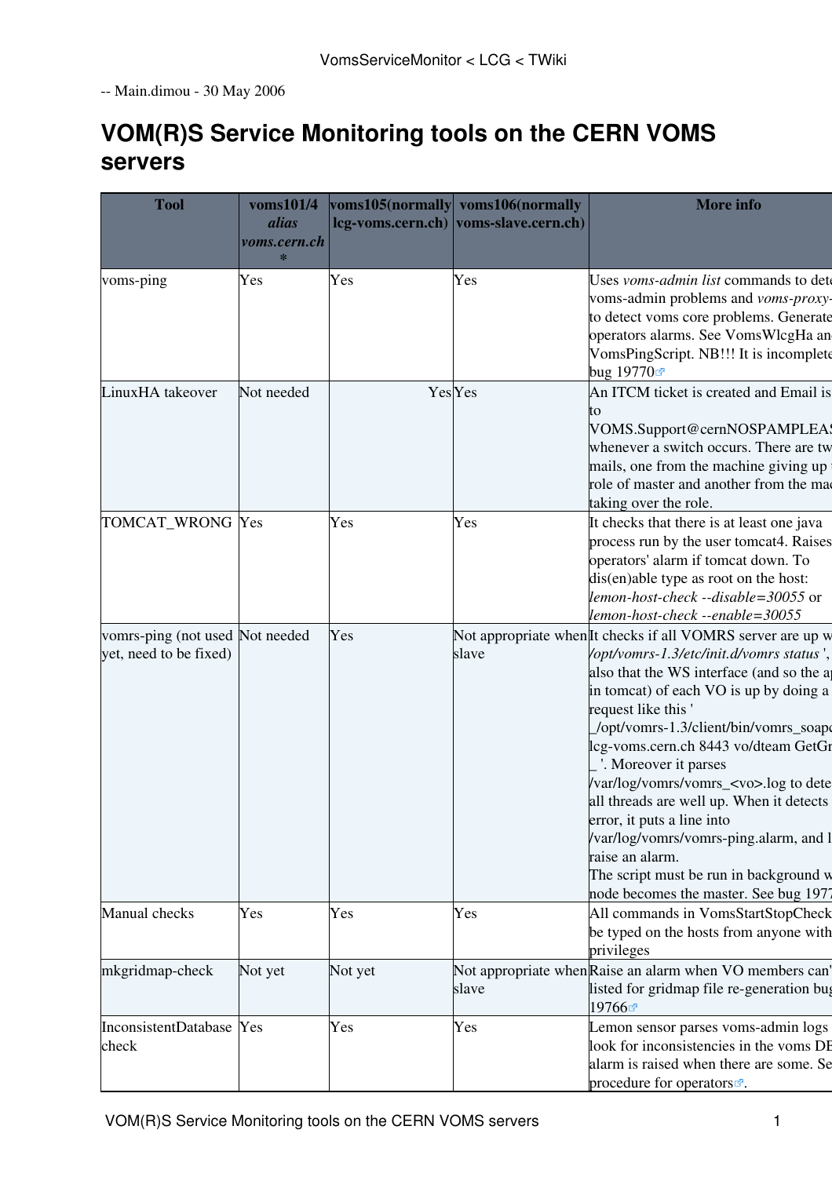-- Main.dimou - 30 May 2006

# VOM(R)S Service Monitoring tools on the CERN VOMS servers

| Tool | voms101/4 *alias voms.cern.ch* * | voms105(normally lcg-voms.cern.ch) | voms106(normally voms-slave.cern.ch) | More info |
|---|---|---|---|---|
| voms-ping | Yes | Yes | Yes | Uses *voms-admin list* commands to dete voms-admin problems and *voms-proxy-* to detect voms core problems. Generate operators alarms. See VomsWlcgHa an VomsPingScript. NB!!! It is incomplete bug 19770 |
| LinuxHA takeover | Not needed | Yes | Yes | An ITCM ticket is created and Email is to VOMS.Support@cernNOSPAMPLEAS whenever a switch occurs. There are tw mails, one from the machine giving up role of master and another from the mac taking over the role. |
| TOMCAT_WRONG | Yes | Yes | Yes | It checks that there is at least one java process run by the user tomcat4. Raises operators' alarm if tomcat down. To dis(en)able type as root on the host: *lemon-host-check --disable=30055* or *lemon-host-check --enable=30055* |
| vomrs-ping (not used yet, need to be fixed) | Not needed | Yes | Not appropriate when slave | It checks if all VOMRS server are up w */opt/vomrs-1.3/etc/init.d/vomrs status* ', also that the WS interface (and so the ap in tomcat) of each VO is up by doing a request like this ' _/opt/vomrs-1.3/client/bin/vomrs_soapc lcg-voms.cern.ch 8443 vo/dteam GetGr _ '. Moreover it parses /var/log/vomrs/vomrs_<vo>.log to dete all threads are well up. When it detects error, it puts a line into /var/log/vomrs/vomrs-ping.alarm, and l raise an alarm.<br>The script must be run in background w node becomes the master. See bug 1977 |
| Manual checks | Yes | Yes | Yes | All commands in VomsStartStopCheck be typed on the hosts from anyone with privileges |
| mkgridmap-check | Not yet | Not yet | Not appropriate when slave | Raise an alarm when VO members can' listed for gridmap file re-generation bug 19766 |
| InconsistentDatabase check | Yes | Yes | Yes | Lemon sensor parses voms-admin logs look for inconsistencies in the voms DE alarm is raised when there are some. Se procedure for operators. |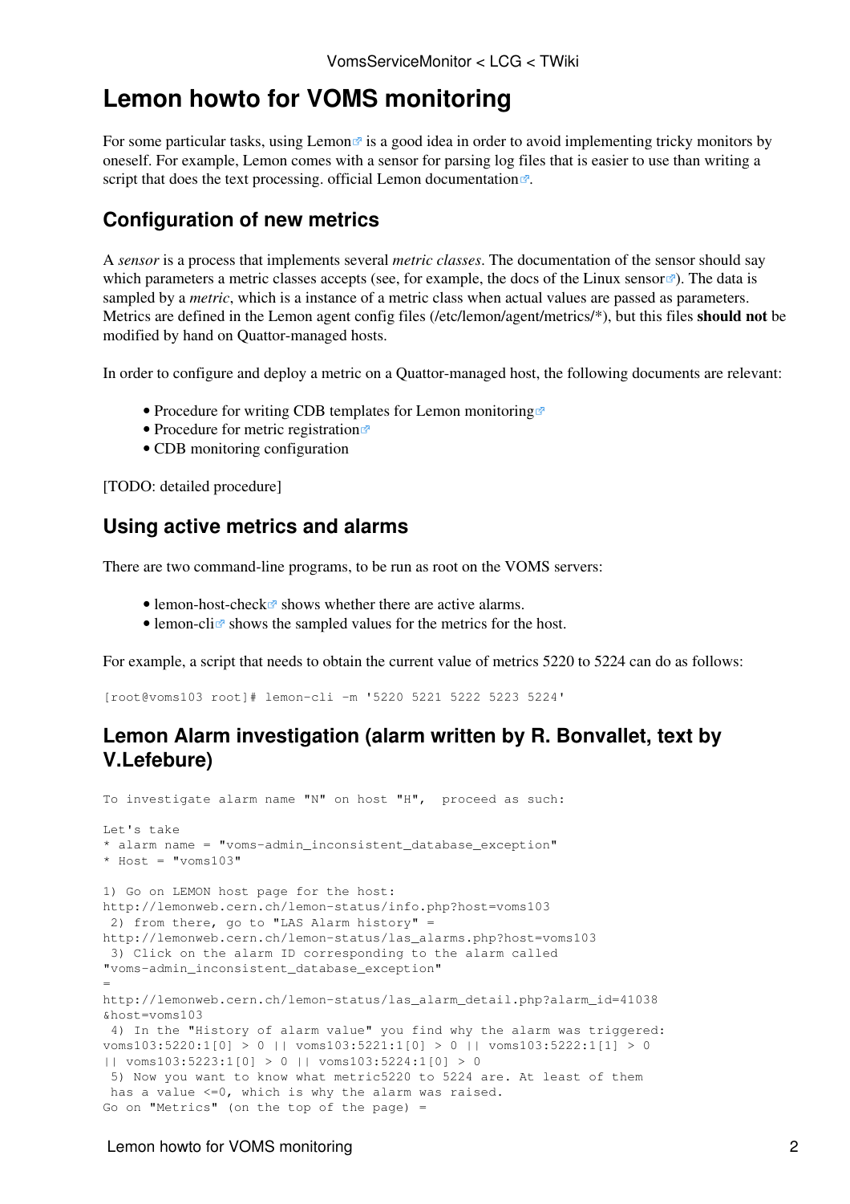# Lemon howto for VOMS monitoring

For some particular tasks, using Lemon is a good idea in order to avoid implementing tricky monitors by oneself. For example, Lemon comes with a sensor for parsing log files that is easier to use than writing a script that does the text processing. official Lemon documentation.

## Configuration of new metrics

A *sensor* is a process that implements several *metric classes*. The documentation of the sensor should say which parameters a metric classes accepts (see, for example, the docs of the Linux sensor). The data is sampled by a *metric*, which is a instance of a metric class when actual values are passed as parameters. Metrics are defined in the Lemon agent config files (/etc/lemon/agent/metrics/*), but this files **should not** be modified by hand on Quattor-managed hosts.

In order to configure and deploy a metric on a Quattor-managed host, the following documents are relevant:

- Procedure for writing CDB templates for Lemon monitoring
- Procedure for metric registration
- CDB monitoring configuration

[TODO: detailed procedure]

## Using active metrics and alarms

There are two command-line programs, to be run as root on the VOMS servers:

- lemon-host-check shows whether there are active alarms.
- lemon-cli shows the sampled values for the metrics for the host.

For example, a script that needs to obtain the current value of metrics 5220 to 5224 can do as follows:

```
[root@voms103 root]# lemon-cli -m '5220 5221 5222 5223 5224'
```

## Lemon Alarm investigation (alarm written by R. Bonvallet, text by V.Lefebure)

```
To investigate alarm name "N" on host "H",  proceed as such:

Let's take
* alarm name = "voms-admin_inconsistent_database_exception"
* Host = "voms103"

1) Go on LEMON host page for the host:
http://lemonweb.cern.ch/lemon-status/info.php?host=voms103
 2) from there, go to "LAS Alarm history" =
http://lemonweb.cern.ch/lemon-status/las_alarms.php?host=voms103
 3) Click on the alarm ID corresponding to the alarm called
"voms-admin_inconsistent_database_exception"
=
http://lemonweb.cern.ch/lemon-status/las_alarm_detail.php?alarm_id=41038
&host=voms103
 4) In the "History of alarm value" you find why the alarm was triggered:
voms103:5220:1[0] > 0 || voms103:5221:1[0] > 0 || voms103:5222:1[1] > 0
|| voms103:5223:1[0] > 0 || voms103:5224:1[0] > 0
 5) Now you want to know what metric5220 to 5224 are. At least of them
 has a value <=0, which is why the alarm was raised.
Go on "Metrics" (on the top of the page) =
```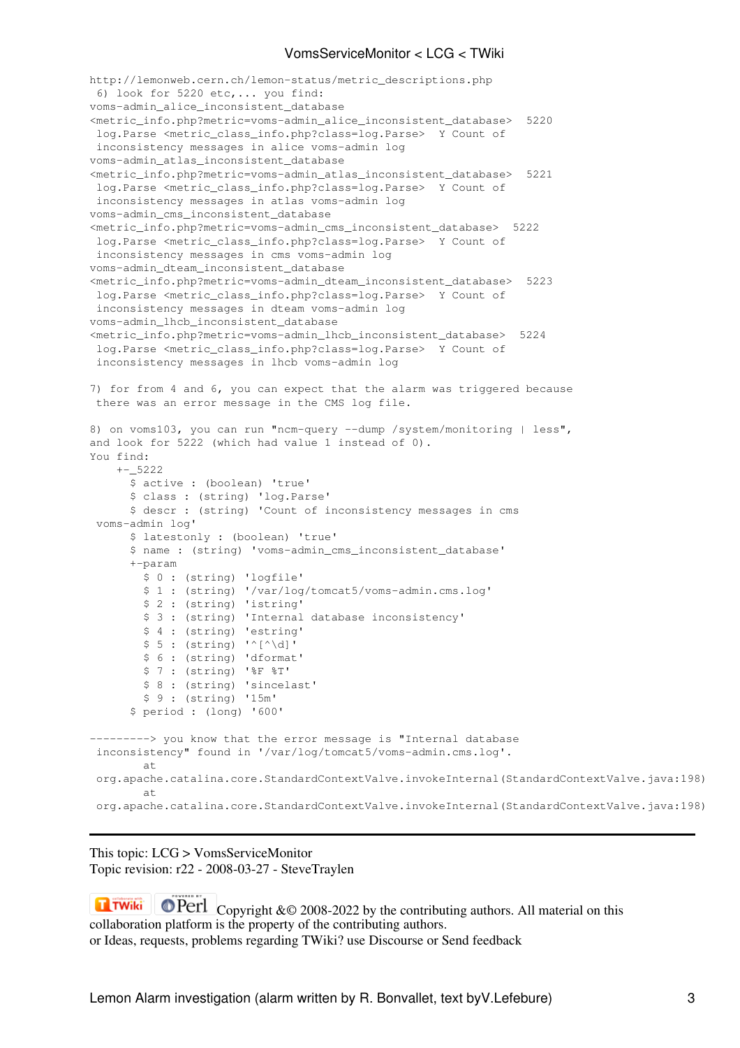```
http://lemonweb.cern.ch/lemon-status/metric_descriptions.php
 6) look for 5220 etc,... you find:
voms-admin_alice_inconsistent_database
<metric_info.php?metric=voms-admin_alice_inconsistent_database>  5220
 log.Parse <metric_class_info.php?class=log.Parse>  Y Count of
 inconsistency messages in alice voms-admin log
voms-admin_atlas_inconsistent_database
<metric_info.php?metric=voms-admin_atlas_inconsistent_database>  5221
 log.Parse <metric_class_info.php?class=log.Parse>  Y Count of
 inconsistency messages in atlas voms-admin log
voms-admin_cms_inconsistent_database
<metric_info.php?metric=voms-admin_cms_inconsistent_database>  5222
 log.Parse <metric_class_info.php?class=log.Parse>  Y Count of
 inconsistency messages in cms voms-admin log
voms-admin_dteam_inconsistent_database
<metric_info.php?metric=voms-admin_dteam_inconsistent_database>  5223
 log.Parse <metric_class_info.php?class=log.Parse>  Y Count of
 inconsistency messages in dteam voms-admin log
voms-admin_lhcb_inconsistent_database
<metric_info.php?metric=voms-admin_lhcb_inconsistent_database>  5224
 log.Parse <metric_class_info.php?class=log.Parse>  Y Count of
 inconsistency messages in lhcb voms-admin log

7) for from 4 and 6, you can expect that the alarm was triggered because
 there was an error message in the CMS log file.

8) on voms103, you can run "ncm-query --dump /system/monitoring | less",
and look for 5222 (which had value 1 instead of 0).
You find:
    +-_5222
      $ active : (boolean) 'true'
      $ class : (string) 'log.Parse'
      $ descr : (string) 'Count of inconsistency messages in cms
 voms-admin log'
      $ latestonly : (boolean) 'true'
      $ name : (string) 'voms-admin_cms_inconsistent_database'
      +-param
        $ 0 : (string) 'logfile'
        $ 1 : (string) '/var/log/tomcat5/voms-admin.cms.log'
        $ 2 : (string) 'istring'
        $ 3 : (string) 'Internal database inconsistency'
        $ 4 : (string) 'estring'
        $ 5 : (string) '^[^\d]'
        $ 6 : (string) 'dformat'
        $ 7 : (string) '%F %T'
        $ 8 : (string) 'sincelast'
        $ 9 : (string) '15m'
      $ period : (long) '600'

---------> you know that the error message is "Internal database
 inconsistency" found in '/var/log/tomcat5/voms-admin.cms.log'.
        at
 org.apache.catalina.core.StandardContextValve.invokeInternal(StandardContextValve.java:198)
        at
 org.apache.catalina.core.StandardContextValve.invokeInternal(StandardContextValve.java:198)
```

---

This topic: LCG > VomsServiceMonitor
Topic revision: r22 - 2008-03-27 - SteveTraylen

Copyright &© 2008-2022 by the contributing authors. All material on this collaboration platform is the property of the contributing authors.
or Ideas, requests, problems regarding TWiki? use Discourse or Send feedback